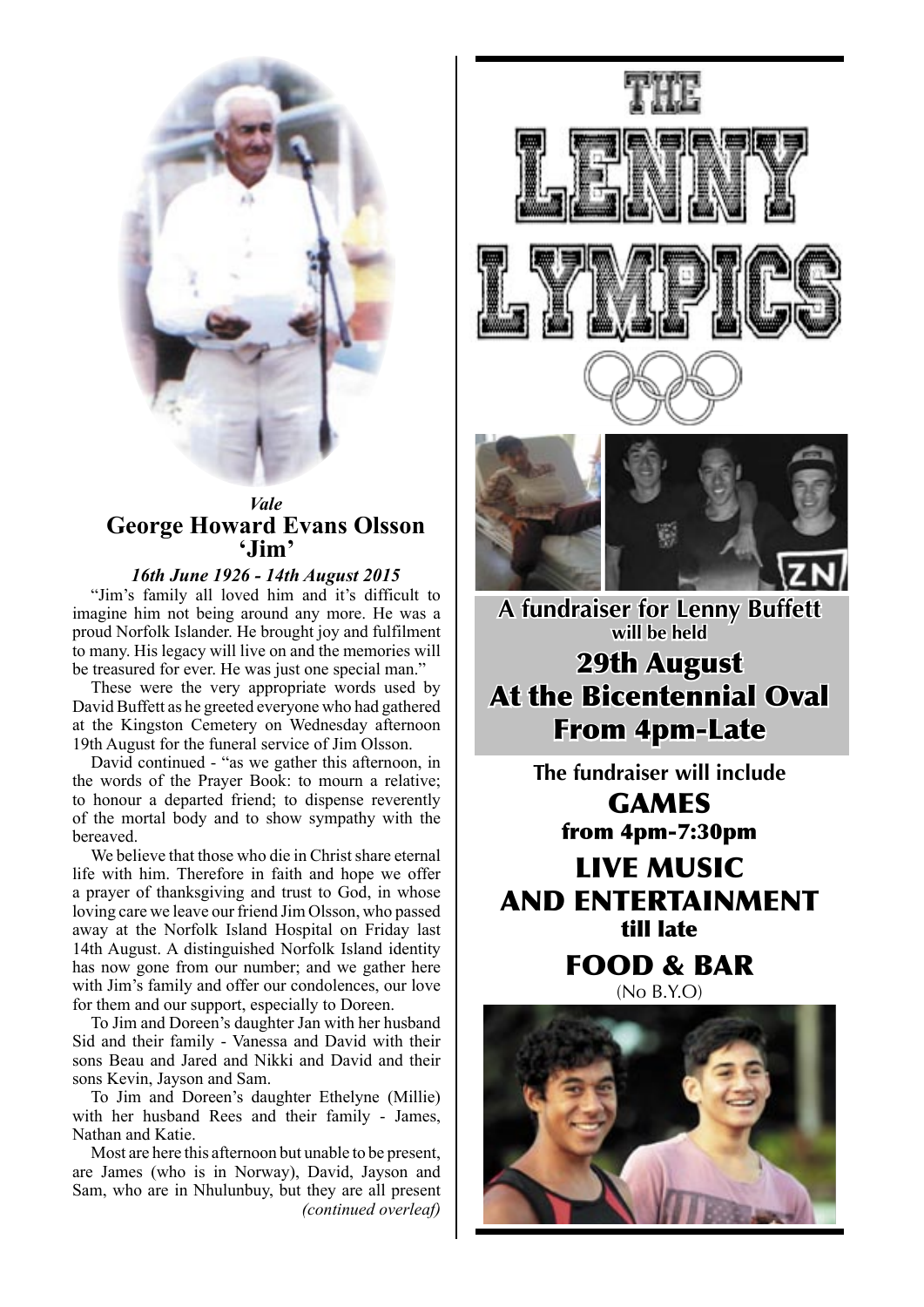*Vale*

## George Howard Evans Olsson 'Jim'

***16th June 1926 - 14th August 2015***

"Jim's family all loved him and it's difficult to imagine him not being around any more. He was a proud Norfolk Islander. He brought joy and fulfilment to many. His legacy will live on and the memories will be treasured for ever. He was just one special man."

These were the very appropriate words used by David Buffett as he greeted everyone who had gathered at the Kingston Cemetery on Wednesday afternoon 19th August for the funeral service of Jim Olsson.

David continued - "as we gather this afternoon, in the words of the Prayer Book: to mourn a relative; to honour a departed friend; to dispense reverently of the mortal body and to show sympathy with the bereaved.

We believe that those who die in Christ share eternal life with him. Therefore in faith and hope we offer a prayer of thanksgiving and trust to God, in whose loving care we leave our friend Jim Olsson, who passed away at the Norfolk Island Hospital on Friday last 14th August. A distinguished Norfolk Island identity has now gone from our number; and we gather here with Jim's family and offer our condolences, our love for them and our support, especially to Doreen.

To Jim and Doreen's daughter Jan with her husband Sid and their family - Vanessa and David with their sons Beau and Jared and Nikki and David and their sons Kevin, Jayson and Sam.

To Jim and Doreen's daughter Ethelyne (Millie) with her husband Rees and their family - James, Nathan and Katie.

Most are here this afternoon but unable to be present, are James (who is in Norway), David, Jayson and Sam, who are in Nhulunbuy, but they are all present *(continued overleaf)*

# THE LENNY LYMPICS

**A fundraiser for Lenny Buffett will be held**

## 29th August
## At the Bicentennial Oval
## From 4pm-Late

**The fundraiser will include**

**GAMES**
**from 4pm-7:30pm**

**LIVE MUSIC AND ENTERTAINMENT**
**till late**

**FOOD & BAR**
(No B.Y.O)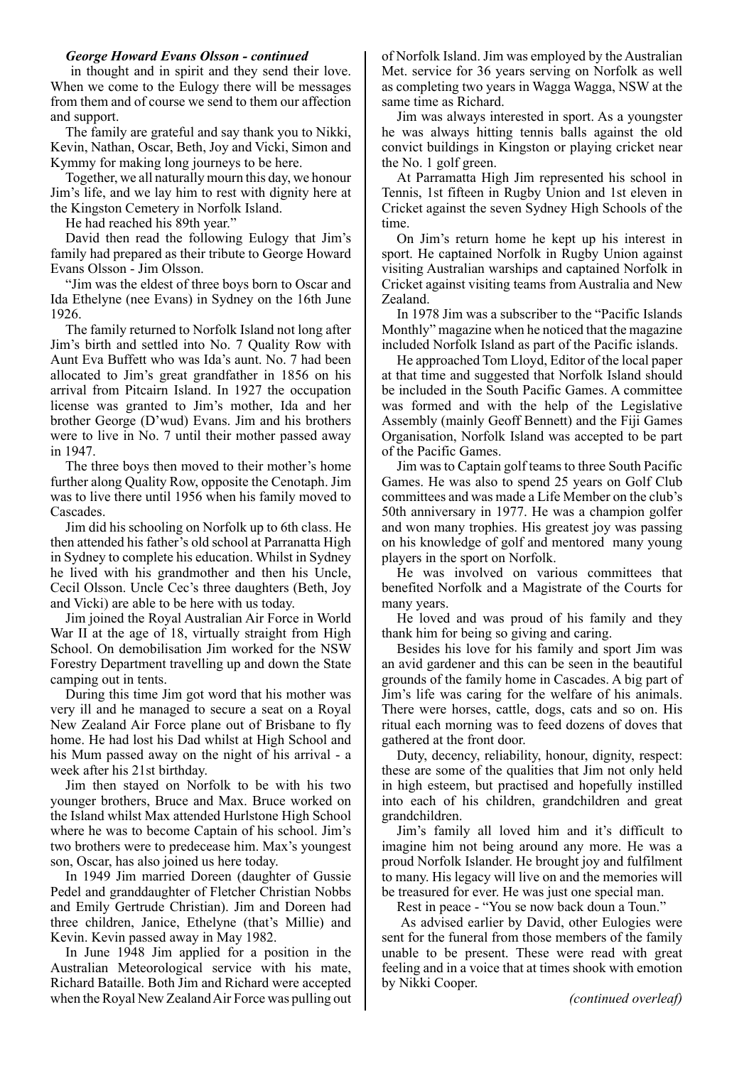***George Howard Evans Olsson - continued***

in thought and in spirit and they send their love. When we come to the Eulogy there will be messages from them and of course we send to them our affection and support.

The family are grateful and say thank you to Nikki, Kevin, Nathan, Oscar, Beth, Joy and Vicki, Simon and Kymmy for making long journeys to be here.

Together, we all naturally mourn this day, we honour Jim's life, and we lay him to rest with dignity here at the Kingston Cemetery in Norfolk Island.

He had reached his 89th year."

David then read the following Eulogy that Jim's family had prepared as their tribute to George Howard Evans Olsson - Jim Olsson.

"Jim was the eldest of three boys born to Oscar and Ida Ethelyne (nee Evans) in Sydney on the 16th June 1926.

The family returned to Norfolk Island not long after Jim's birth and settled into No. 7 Quality Row with Aunt Eva Buffett who was Ida's aunt. No. 7 had been allocated to Jim's great grandfather in 1856 on his arrival from Pitcairn Island. In 1927 the occupation license was granted to Jim's mother, Ida and her brother George (D'wud) Evans. Jim and his brothers were to live in No. 7 until their mother passed away in 1947.

The three boys then moved to their mother's home further along Quality Row, opposite the Cenotaph. Jim was to live there until 1956 when his family moved to Cascades.

Jim did his schooling on Norfolk up to 6th class. He then attended his father's old school at Parranatta High in Sydney to complete his education. Whilst in Sydney he lived with his grandmother and then his Uncle, Cecil Olsson. Uncle Cec's three daughters (Beth, Joy and Vicki) are able to be here with us today.

Jim joined the Royal Australian Air Force in World War II at the age of 18, virtually straight from High School. On demobilisation Jim worked for the NSW Forestry Department travelling up and down the State camping out in tents.

During this time Jim got word that his mother was very ill and he managed to secure a seat on a Royal New Zealand Air Force plane out of Brisbane to fly home. He had lost his Dad whilst at High School and his Mum passed away on the night of his arrival - a week after his 21st birthday.

Jim then stayed on Norfolk to be with his two younger brothers, Bruce and Max. Bruce worked on the Island whilst Max attended Hurlstone High School where he was to become Captain of his school. Jim's two brothers were to predecease him. Max's youngest son, Oscar, has also joined us here today.

In 1949 Jim married Doreen (daughter of Gussie Pedel and granddaughter of Fletcher Christian Nobbs and Emily Gertrude Christian). Jim and Doreen had three children, Janice, Ethelyne (that's Millie) and Kevin. Kevin passed away in May 1982.

In June 1948 Jim applied for a position in the Australian Meteorological service with his mate, Richard Bataille. Both Jim and Richard were accepted when the Royal New Zealand Air Force was pulling out of Norfolk Island. Jim was employed by the Australian Met. service for 36 years serving on Norfolk as well as completing two years in Wagga Wagga, NSW at the same time as Richard.

Jim was always interested in sport. As a youngster he was always hitting tennis balls against the old convict buildings in Kingston or playing cricket near the No. 1 golf green.

At Parramatta High Jim represented his school in Tennis, 1st fifteen in Rugby Union and 1st eleven in Cricket against the seven Sydney High Schools of the time.

On Jim's return home he kept up his interest in sport. He captained Norfolk in Rugby Union against visiting Australian warships and captained Norfolk in Cricket against visiting teams from Australia and New Zealand.

In 1978 Jim was a subscriber to the "Pacific Islands Monthly" magazine when he noticed that the magazine included Norfolk Island as part of the Pacific islands.

He approached Tom Lloyd, Editor of the local paper at that time and suggested that Norfolk Island should be included in the South Pacific Games. A committee was formed and with the help of the Legislative Assembly (mainly Geoff Bennett) and the Fiji Games Organisation, Norfolk Island was accepted to be part of the Pacific Games.

Jim was to Captain golf teams to three South Pacific Games. He was also to spend 25 years on Golf Club committees and was made a Life Member on the club's 50th anniversary in 1977. He was a champion golfer and won many trophies. His greatest joy was passing on his knowledge of golf and mentored many young players in the sport on Norfolk.

He was involved on various committees that benefited Norfolk and a Magistrate of the Courts for many years.

He loved and was proud of his family and they thank him for being so giving and caring.

Besides his love for his family and sport Jim was an avid gardener and this can be seen in the beautiful grounds of the family home in Cascades. A big part of Jim's life was caring for the welfare of his animals. There were horses, cattle, dogs, cats and so on. His ritual each morning was to feed dozens of doves that gathered at the front door.

Duty, decency, reliability, honour, dignity, respect: these are some of the qualities that Jim not only held in high esteem, but practised and hopefully instilled into each of his children, grandchildren and great grandchildren.

Jim's family all loved him and it's difficult to imagine him not being around any more. He was a proud Norfolk Islander. He brought joy and fulfilment to many. His legacy will live on and the memories will be treasured for ever. He was just one special man.

Rest in peace - "You se now back doun a Toun."

As advised earlier by David, other Eulogies were sent for the funeral from those members of the family unable to be present. These were read with great feeling and in a voice that at times shook with emotion by Nikki Cooper.

*(continued overleaf)*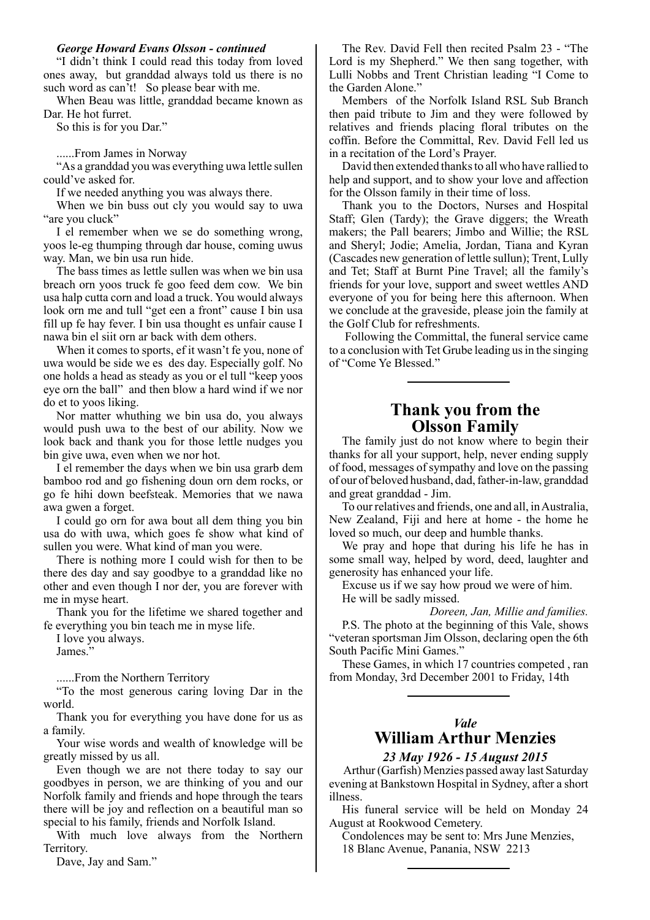***George Howard Evans Olsson - continued***

"I didn't think I could read this today from loved ones away, but granddad always told us there is no such word as can't! So please bear with me.

When Beau was little, granddad became known as Dar. He hot furret.

So this is for you Dar."

......From James in Norway

"As a granddad you was everything uwa lettle sullen could've asked for.

If we needed anything you was always there.

When we bin buss out cly you would say to uwa "are you cluck"

I el remember when we se do something wrong, yoos le-eg thumping through dar house, coming uwus way. Man, we bin usa run hide.

The bass times as lettle sullen was when we bin usa breach orn yoos truck fe goo feed dem cow. We bin usa halp cutta corn and load a truck. You would always look orn me and tull "get een a front" cause I bin usa fill up fe hay fever. I bin usa thought es unfair cause I nawa bin el siit orn ar back with dem others.

When it comes to sports, ef it wasn't fe you, none of uwa would be side we es des day. Especially golf. No one holds a head as steady as you or el tull "keep yoos eye orn the ball" and then blow a hard wind if we nor do et to yoos liking.

Nor matter whuthing we bin usa do, you always would push uwa to the best of our ability. Now we look back and thank you for those lettle nudges you bin give uwa, even when we nor hot.

I el remember the days when we bin usa grarb dem bamboo rod and go fishening doun orn dem rocks, or go fe hihi down beefsteak. Memories that we nawa awa gwen a forget.

I could go orn for awa bout all dem thing you bin usa do with uwa, which goes fe show what kind of sullen you were. What kind of man you were.

There is nothing more I could wish for then to be there des day and say goodbye to a granddad like no other and even though I nor der, you are forever with me in myse heart.

Thank you for the lifetime we shared together and fe everything you bin teach me in myse life.

I love you always.

James."

......From the Northern Territory

"To the most generous caring loving Dar in the world.

Thank you for everything you have done for us as a family.

Your wise words and wealth of knowledge will be greatly missed by us all.

Even though we are not there today to say our goodbyes in person, we are thinking of you and our Norfolk family and friends and hope through the tears there will be joy and reflection on a beautiful man so special to his family, friends and Norfolk Island.

With much love always from the Northern Territory.

Dave, Jay and Sam."

The Rev. David Fell then recited Psalm 23 - "The Lord is my Shepherd." We then sang together, with Lulli Nobbs and Trent Christian leading "I Come to the Garden Alone."

Members of the Norfolk Island RSL Sub Branch then paid tribute to Jim and they were followed by relatives and friends placing floral tributes on the coffin. Before the Committal, Rev. David Fell led us in a recitation of the Lord's Prayer.

David then extended thanks to all who have rallied to help and support, and to show your love and affection for the Olsson family in their time of loss.

Thank you to the Doctors, Nurses and Hospital Staff; Glen (Tardy); the Grave diggers; the Wreath makers; the Pall bearers; Jimbo and Willie; the RSL and Sheryl; Jodie; Amelia, Jordan, Tiana and Kyran (Cascades new generation of lettle sullun); Trent, Lully and Tet; Staff at Burnt Pine Travel; all the family's friends for your love, support and sweet wettles AND everyone of you for being here this afternoon. When we conclude at the graveside, please join the family at the Golf Club for refreshments.

Following the Committal, the funeral service came to a conclusion with Tet Grube leading us in the singing of "Come Ye Blessed."

## Thank you from the Olsson Family

The family just do not know where to begin their thanks for all your support, help, never ending supply of food, messages of sympathy and love on the passing of our of beloved husband, dad, father-in-law, granddad and great granddad - Jim.

To our relatives and friends, one and all, in Australia, New Zealand, Fiji and here at home - the home he loved so much, our deep and humble thanks.

We pray and hope that during his life he has in some small way, helped by word, deed, laughter and generosity has enhanced your life.

Excuse us if we say how proud we were of him.

He will be sadly missed.

*Doreen, Jan, Millie and families.*

P.S. The photo at the beginning of this Vale, shows "veteran sportsman Jim Olsson, declaring open the 6th South Pacific Mini Games."

These Games, in which 17 countries competed , ran from Monday, 3rd December 2001 to Friday, 14th

*Vale*

## William Arthur Menzies

***23 May 1926 - 15 August 2015***

Arthur (Garfish) Menzies passed away last Saturday evening at Bankstown Hospital in Sydney, after a short illness.

His funeral service will be held on Monday 24 August at Rookwood Cemetery.

Condolences may be sent to: Mrs June Menzies,
18 Blanc Avenue, Panania, NSW 2213